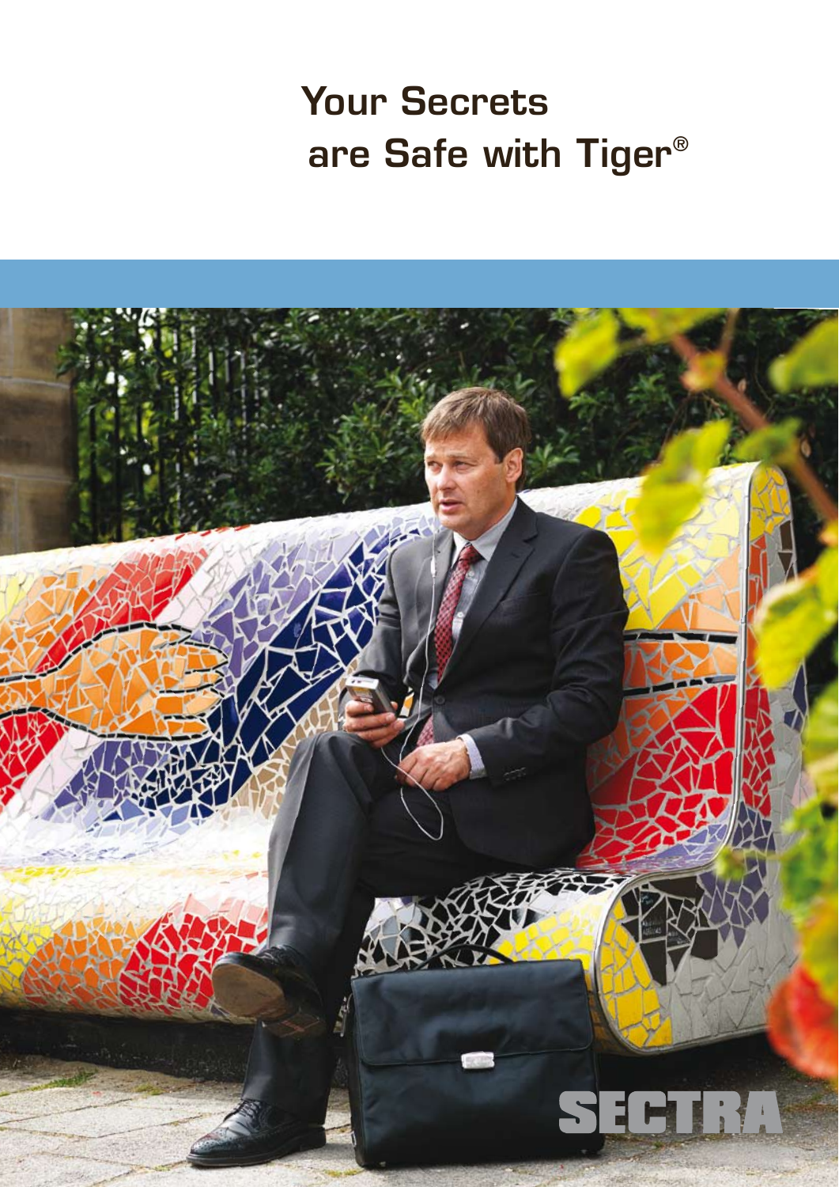# Your Secrets are Safe with Tiger®

SECTRA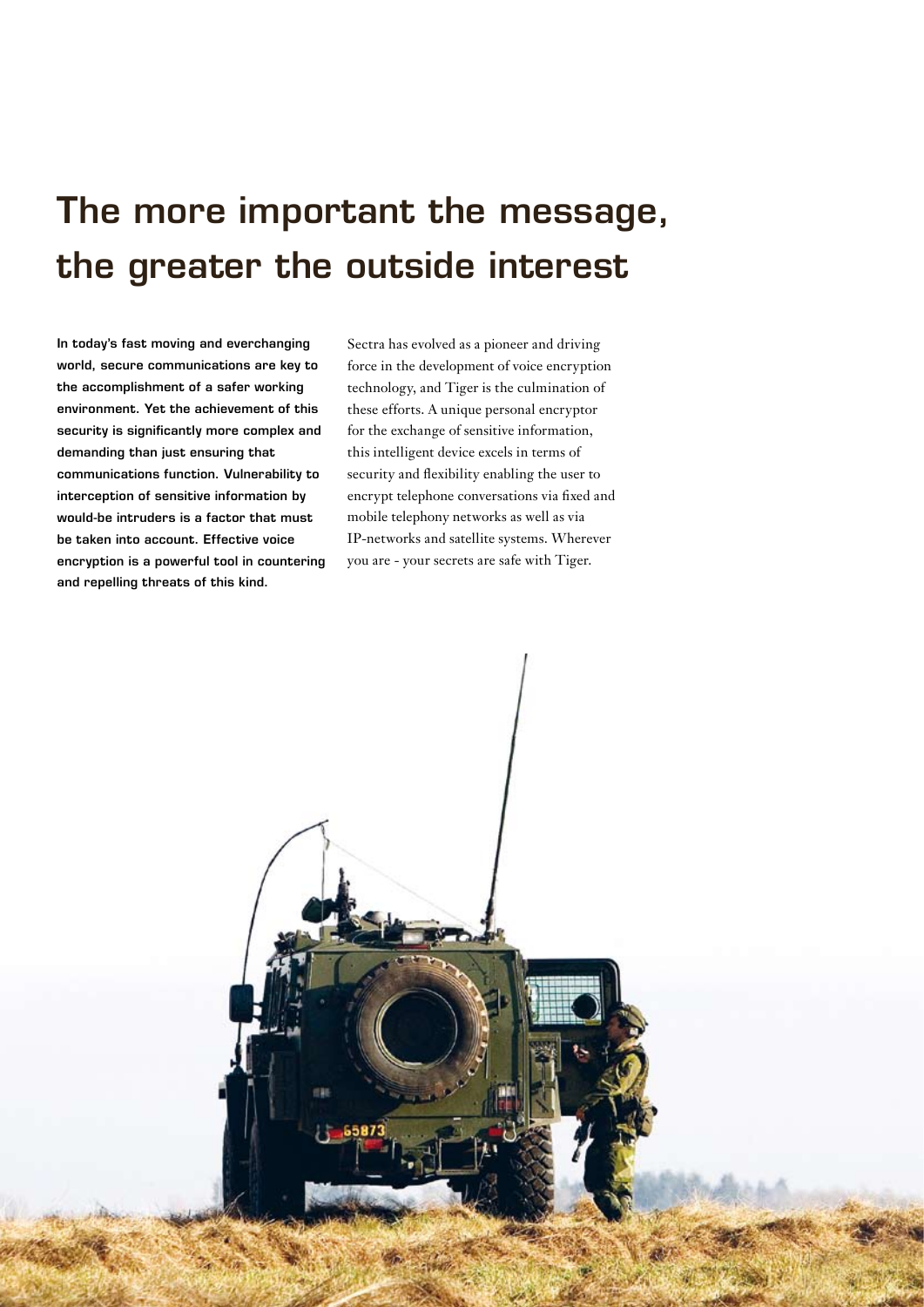# The more important the message, the greater the outside interest

**In today's fast moving and everchanging world, secure communications are key to the accomplishment of a safer working environment. Yet the achievement of this security is significantly more complex and demanding than just ensuring that communications function. Vulnerability to interception of sensitive information by would-be intruders is a factor that must be taken into account. Effective voice encryption is a powerful tool in countering and repelling threats of this kind.**

Sectra has evolved as a pioneer and driving force in the development of voice encryption technology, and Tiger is the culmination of these efforts. A unique personal encryptor for the exchange of sensitive information, this intelligent device excels in terms of security and flexibility enabling the user to encrypt telephone conversations via fixed and mobile telephony networks as well as via IP-networks and satellite systems. Wherever you are - your secrets are safe with Tiger.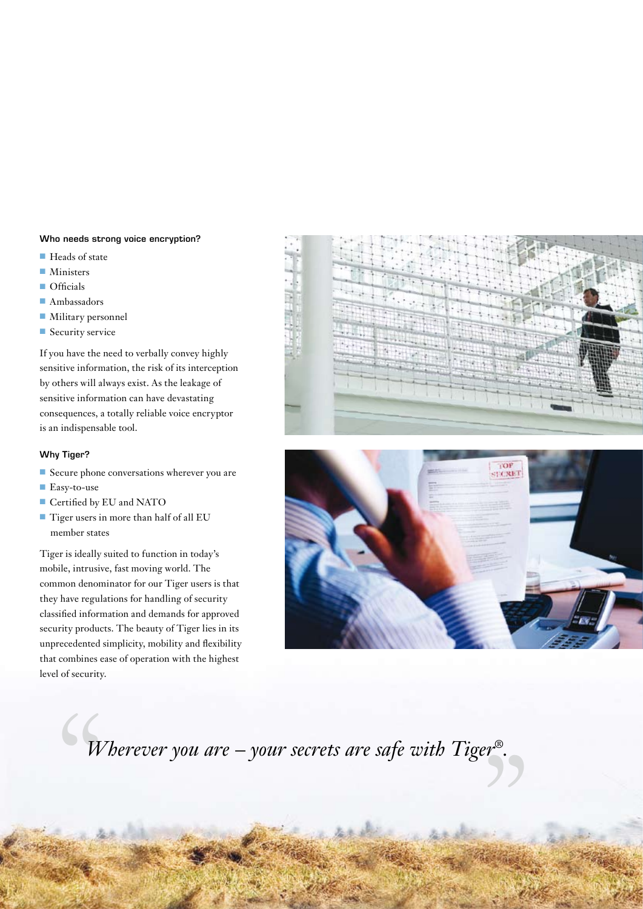### Who needs strong voice encryption?

- Heads of state
- Ministers
- Officials
- Ambassadors
- Military personnel
- Security service

If you have the need to verbally convey highly sensitive information, the risk of its interception by others will always exist. As the leakage of sensitive information can have devastating consequences, a totally reliable voice encryptor is an indispensable tool.

### Why Tiger?

- Secure phone conversations wherever you are
- Easy-to-use
- Certified by EU and NATO
- Tiger users in more than half of all EU member states

Tiger is ideally suited to function in today's mobile, intrusive, fast moving world. The common denominator for our Tiger users is that they have regulations for handling of security classified information and demands for approved security products. The beauty of Tiger lies in its unprecedented simplicity, mobility and flexibility that combines ease of operation with the highest level of security.

> *"Wherever you are – your secrets are safe with Tiger®."*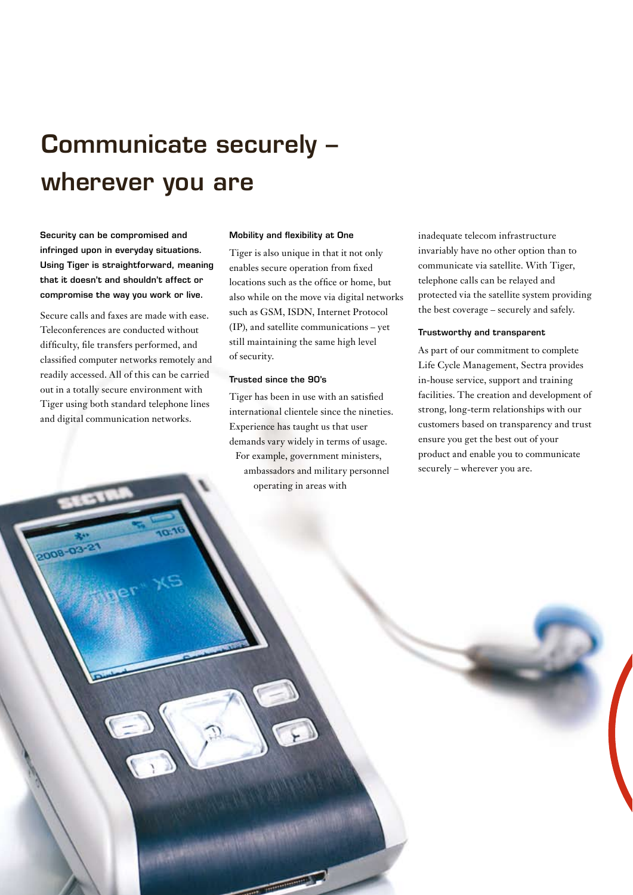# Communicate securely – wherever you are

**Security can be compromised and infringed upon in everyday situations. Using Tiger is straightforward, meaning that it doesn't and shouldn't affect or compromise the way you work or live.**

Secure calls and faxes are made with ease. Teleconferences are conducted without difficulty, file transfers performed, and classified computer networks remotely and readily accessed. All of this can be carried out in a totally secure environment with Tiger using both standard telephone lines and digital communication networks.

### Mobility and flexibility at One

Tiger is also unique in that it not only enables secure operation from fixed locations such as the office or home, but also while on the move via digital networks such as GSM, ISDN, Internet Protocol (IP), and satellite communications – yet still maintaining the same high level of security.

### Trusted since the 90's

Tiger has been in use with an satisfied international clientele since the nineties. Experience has taught us that user demands vary widely in terms of usage. For example, government ministers, ambassadors and military personnel operating in areas with inadequate telecom infrastructure invariably have no other option than to communicate via satellite. With Tiger, telephone calls can be relayed and protected via the satellite system providing the best coverage – securely and safely.

### Trustworthy and transparent

As part of our commitment to complete Life Cycle Management, Sectra provides in-house service, support and training facilities. The creation and development of strong, long-term relationships with our customers based on transparency and trust ensure you get the best out of your product and enable you to communicate securely – wherever you are.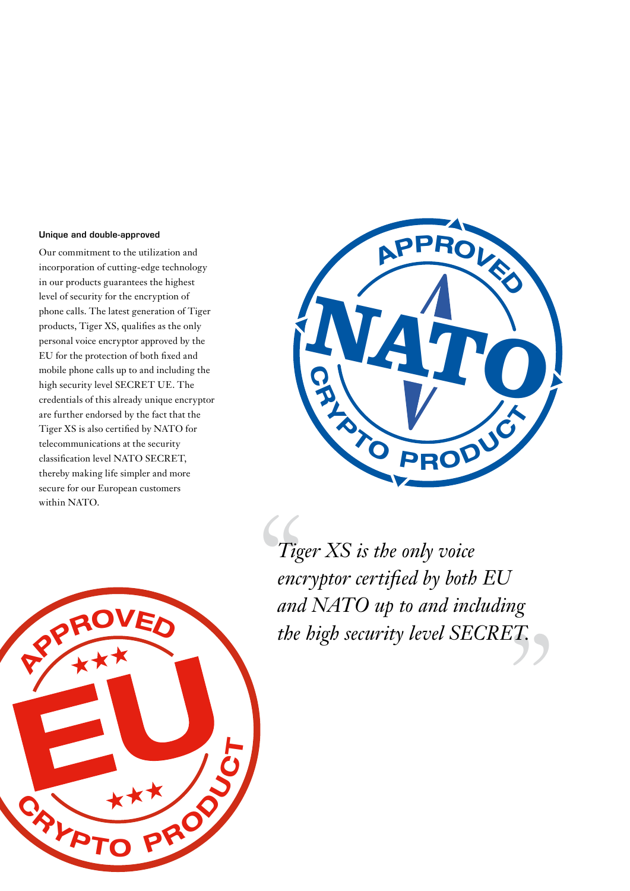### Unique and double-approved

Our commitment to the utilization and incorporation of cutting-edge technology in our products guarantees the highest level of security for the encryption of phone calls. The latest generation of Tiger products, Tiger XS, qualifies as the only personal voice encryptor approved by the EU for the protection of both fixed and mobile phone calls up to and including the high security level SECRET UE. The credentials of this already unique encryptor are further endorsed by the fact that the Tiger XS is also certified by NATO for telecommunications at the security classification level NATO SECRET, thereby making life simpler and more secure for our European customers within NATO.

> *"Tiger XS is the only voice encryptor certified by both EU and NATO up to and including the high security level SECRET."*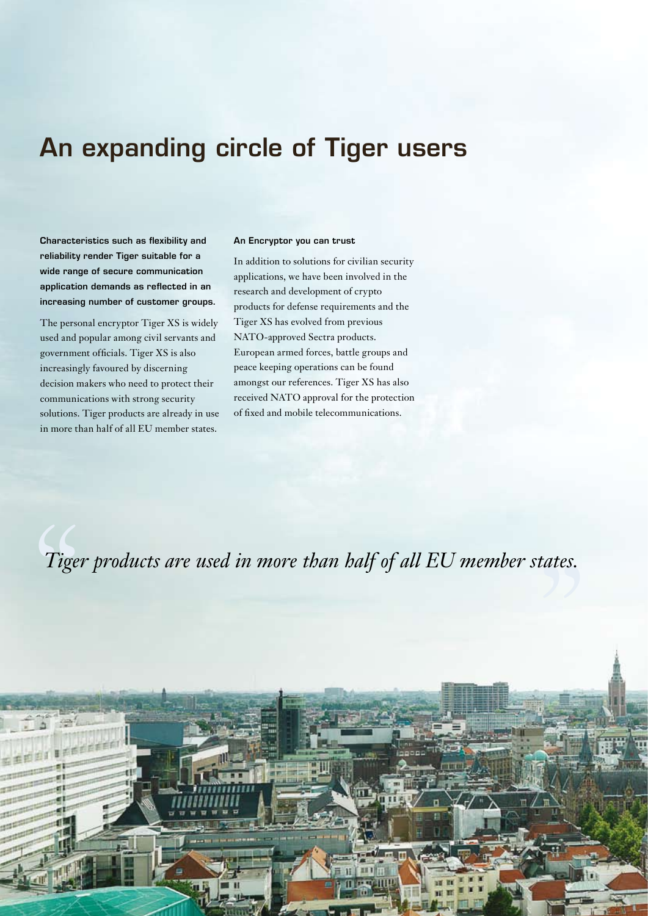# An expanding circle of Tiger users

**Characteristics such as flexibility and reliability render Tiger suitable for a wide range of secure communication application demands as reflected in an increasing number of customer groups.**

The personal encryptor Tiger XS is widely used and popular among civil servants and government officials. Tiger XS is also increasingly favoured by discerning decision makers who need to protect their communications with strong security solutions. Tiger products are already in use in more than half of all EU member states.

**An Encryptor you can trust**

In addition to solutions for civilian security applications, we have been involved in the research and development of crypto products for defense requirements and the Tiger XS has evolved from previous NATO-approved Sectra products. European armed forces, battle groups and peace keeping operations can be found amongst our references. Tiger XS has also received NATO approval for the protection of fixed and mobile telecommunications.

> *“Tiger products are used in more than half of all EU member states.”*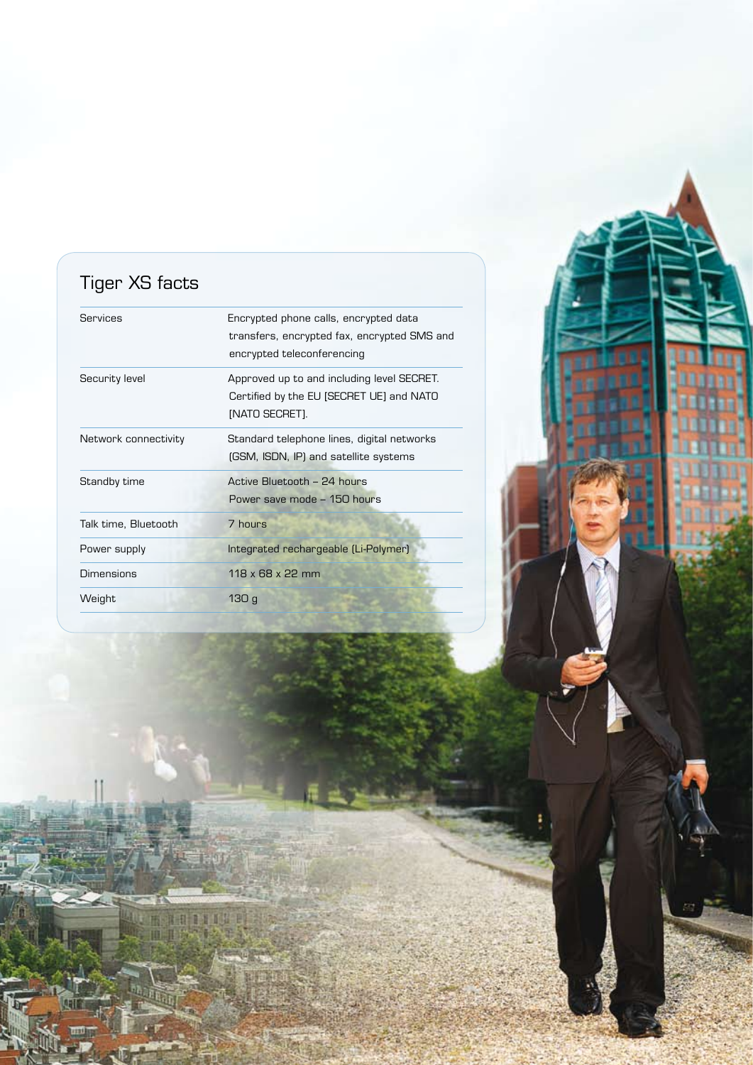## Tiger XS facts

| | |
|---|---|
| Services | Encrypted phone calls, encrypted data transfers, encrypted fax, encrypted SMS and encrypted teleconferencing |
| Security level | Approved up to and including level SECRET. Certified by the EU [SECRET UE] and NATO [NATO SECRET]. |
| Network connectivity | Standard telephone lines, digital networks (GSM, ISDN, IP) and satellite systems |
| Standby time | Active Bluetooth – 24 hours<br>Power save mode – 150 hours |
| Talk time, Bluetooth | 7 hours |
| Power supply | Integrated rechargeable (Li-Polymer) |
| Dimensions | 118 x 68 x 22 mm |
| Weight | 130 g |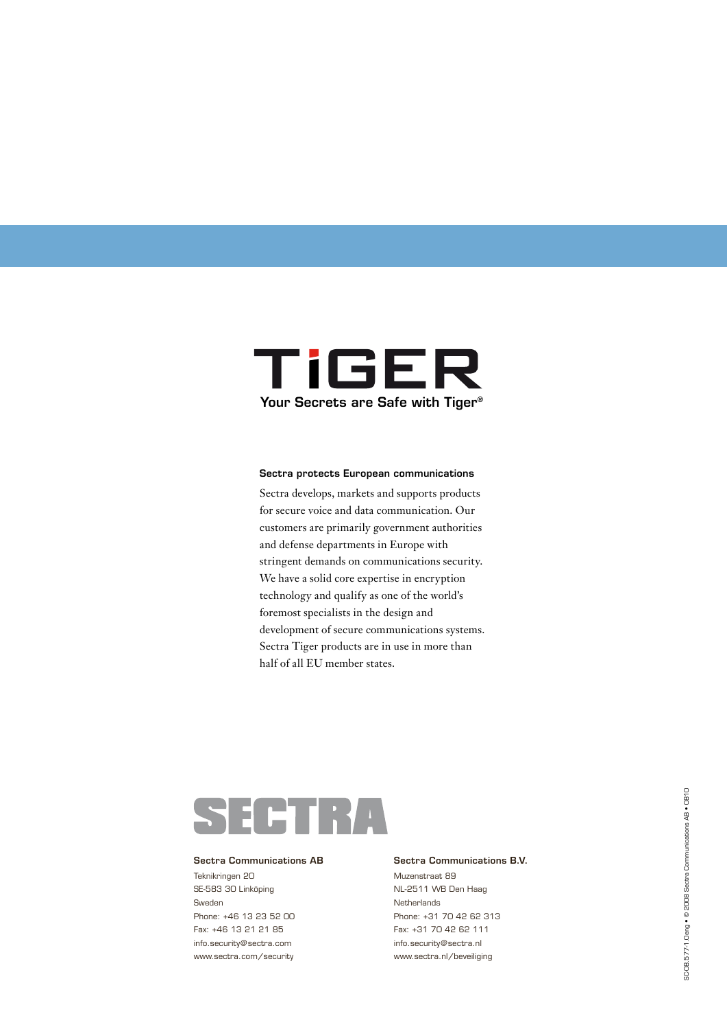# TiGER

Your Secrets are Safe with Tiger®

**Sectra protects European communications**

Sectra develops, markets and supports products for secure voice and data communication. Our customers are primarily government authorities and defense departments in Europe with stringent demands on communications security. We have a solid core expertise in encryption technology and qualify as one of the world's foremost specialists in the design and development of secure communications systems. Sectra Tiger products are in use in more than half of all EU member states.

SECTRA

**Sectra Communications AB**
Teknikringen 20
SE-583 30 Linköping
Sweden
Phone: +46 13 23 52 00
Fax: +46 13 21 21 85
info.security@sectra.com
www.sectra.com/security

**Sectra Communications B.V.**
Muzenstraat 89
NL-2511 WB Den Haag
Netherlands
Phone: +31 70 42 62 313
Fax: +31 70 42 62 111
info.security@sectra.nl
www.sectra.nl/beveiliging

SC08.577-1.0eng • © 2008 Sectra Communications AB • 0810